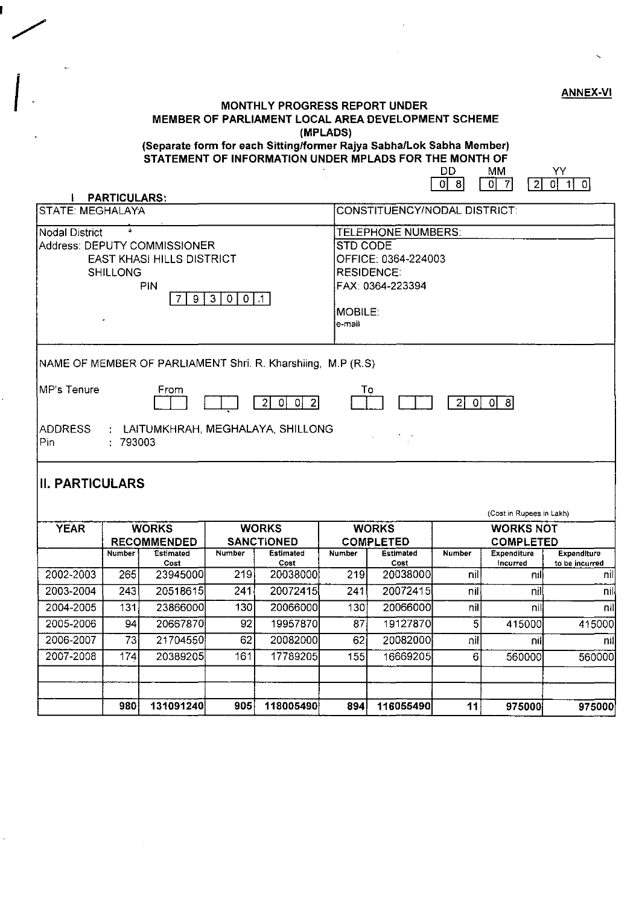ANNEX-VI

# MONTHLY PROGRESS REPORT UNDER MEMBER OF PARLIAMENT LOCAL AREA DEVELOPMENT SCHEME (MPLADS)

**(Separate form for each Sitting/former Rajya Sabha/Lok Sabha Member)**

**STATEMENT OF INFORMATION UNDER MPLADS FOR THE MONTH OF**

| DD | MM | YY |
|---|---|---|
| 0 8 | 0 7 | 2 0 1 0 |

## I PARTICULARS:

| STATE: MEGHALAYA | CONSTITUENCY/NODAL DISTRICT: |
|---|---|
| Nodal District<br>Address: DEPUTY COMMISSIONER<br>EAST KHASI HILLS DISTRICT<br>SHILLONG<br>PIN<br>7 9 3 0 0 1 | TELEPHONE NUMBERS:<br>STD CODE<br>OFFICE: 0364-224003<br>RESIDENCE:<br>FAX: 0364-223394<br><br>MOBILE:<br>e-mail |

NAME OF MEMBER OF PARLIAMENT Shri. R. Kharshiing, M.P (R.S)

MP's Tenure From 2002 To 2008

ADDRESS : LAITUMKHRAH, MEGHALAYA, SHILLONG
Pin : 793003

## II. PARTICULARS

(Cost in Rupees in Lakh)

| YEAR | WORKS RECOMMENDED | | WORKS SANCTIONED | | WORKS COMPLETED | | WORKS NOT COMPLETED | | |
|---|---|---|---|---|---|---|---|---|---|
| | Number | Estimated Cost | Number | Estimated Cost | Number | Estimated Cost | Number | Expenditure incurred | Expenditure to be incurred |
| 2002-2003 | 265 | 23945000 | 219 | 20038000 | 219 | 20038000 | nil | nil | nil |
| 2003-2004 | 243 | 20518615 | 241 | 20072415 | 241 | 20072415 | nil | nil | nil |
| 2004-2005 | 131 | 23866000 | 130 | 20066000 | 130 | 20066000 | nil | nil | nil |
| 2005-2006 | 94 | 20667870 | 92 | 19957870 | 87 | 19127870 | 5 | 415000 | 415000 |
| 2006-2007 | 73 | 21704550 | 62 | 20082000 | 62 | 20082000 | nil | nil | nil |
| 2007-2008 | 174 | 20389205 | 161 | 17789205 | 155 | 16669205 | 6 | 560000 | 560000 |
| | | | | | | | | | |
| | | | | | | | | | |
| | 980 | 131091240 | 905 | 118005490 | 894 | 116055490 | 11 | 975000 | 975000 |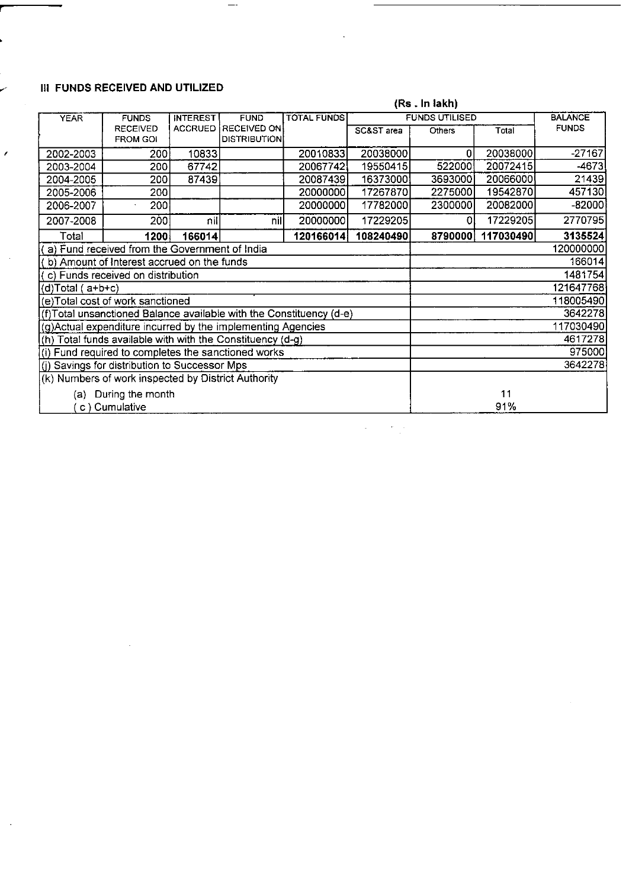### III FUNDS RECEIVED AND UTILIZED

(Rs . In lakh)

| YEAR | FUNDS RECEIVED FROM GOI | INTEREST ACCRUED | FUND RECEIVED ON DISTRIBUTION | TOTAL FUNDS | FUNDS UTILISED | | | BALANCE FUNDS |
|---|---|---|---|---|---|---|---|---|
| | | | | | SC&ST area | Others | Total | |
| 2002-2003 | 200 | 10833 | | 20010833 | 20038000 | 0 | 20038000 | -27167 |
| 2003-2004 | 200 | 67742 | | 20067742 | 19550415 | 522000 | 20072415 | -4673 |
| 2004-2005 | 200 | 87439 | | 20087439 | 16373000 | 3693000 | 20066000 | 21439 |
| 2005-2006 | 200 | | | 20000000 | 17267870 | 2275000 | 19542870 | 457130 |
| 2006-2007 | 200 | | | 20000000 | 17782000 | 2300000 | 20082000 | -82000 |
| 2007-2008 | 200 | nil | nil | 20000000 | 17229205 | 0 | 17229205 | 2770795 |
| Total | **1200** | **166014** | | **120166014** | **108240490** | **8790000** | **117030490** | **3135524** |
| ( a) Fund received from the Government of India | | | | | | | | 120000000 |
| ( b) Amount of Interest accrued on the funds | | | | | | | | 166014 |
| ( c) Funds received on distribution | | | | | | | | 1481754 |
| (d)Total ( a+b+c) | | | | | | | | 121647768 |
| (e)Total cost of work sanctioned | | | | | | | | 118005490 |
| (f)Total unsanctioned Balance available with the Constituency (d-e) | | | | | | | | 3642278 |
| (g)Actual expenditure incurred by the implementing Agencies | | | | | | | | 117030490 |
| (h) Total funds available with with the Constituency (d-g) | | | | | | | | 4617278 |
| (i) Fund required to completes the sanctioned works | | | | | | | | 975000 |
| (j) Savings for distribution to Successor Mps | | | | | | | | 3642278 |
| (k) Numbers of work inspected by District Authority | | | | | | | | |
| (a) During the month | | | | | | | 11 | |
| ( c ) Cumulative | | | | | | | 91% | |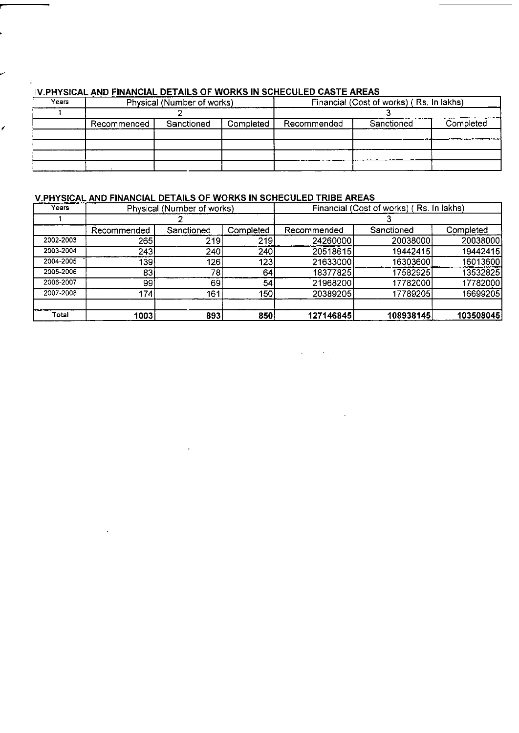## IV.PHYSICAL AND FINANCIAL DETAILS OF WORKS IN SCHECULED CASTE AREAS

| Years | Physical (Number of works) | | | Financial (Cost of works) ( Rs. In lakhs) | | |
|---|---|---|---|---|---|---|
| 1 | 2 | | | 3 | | |
| | Recommended | Sanctioned | Completed | Recommended | Sanctioned | Completed |
| | | | | | | |
| | | | | | | |
| | | | | | | |
| | | | | | | |

## V.PHYSICAL AND FINANCIAL DETAILS OF WORKS IN SCHECULED TRIBE AREAS

| Years | Physical (Number of works) | | | Financial (Cost of works) ( Rs. In lakhs) | | |
|---|---|---|---|---|---|---|
| 1 | 2 | | | 3 | | |
| | Recommended | Sanctioned | Completed | Recommended | Sanctioned | Completed |
| 2002-2003 | 265 | 219 | 219 | 24260000 | 20038000 | 20038000 |
| 2003-2004 | 243 | 240 | 240 | 20518615 | 19442415 | 19442415 |
| 2004-2005 | 139 | 126 | 123 | 21633000 | 16303600 | 16013600 |
| 2005-2006 | 83 | 78 | 64 | 18377825 | 17582925 | 13532825 |
| 2006-2007 | 99 | 69 | 54 | 21968200 | 17782000 | 17782000 |
| 2007-2008 | 174 | 161 | 150 | 20389205 | 17789205 | 16699205 |
| | | | | | | |
| Total | **1003** | **893** | **850** | **127146845** | **108938145** | **103508045** |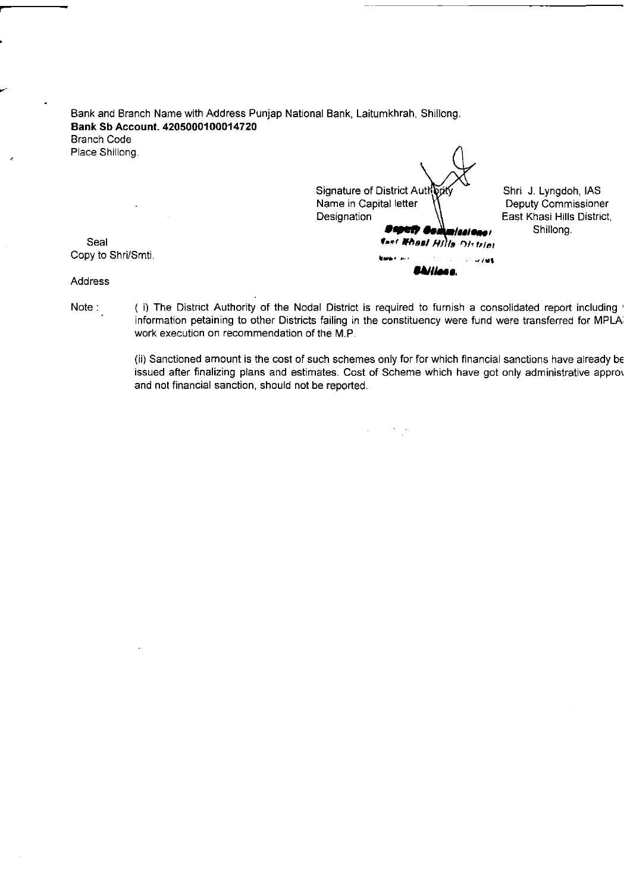Bank and Branch Name with Address Punjap National Bank, Laitumkhrah, Shillong.
**Bank Sb Account. 4205000100014720**
Branch Code
Place Shillong.

Signature of District Authority
Name in Capital letter
Designation

Shri J. Lyngdoh, IAS
Deputy Commissioner
East Khasi Hills District,
Shillong.

**Deputy Commissioner**
**East Khasi Hills District**
**Shillong.**

Seal
Copy to Shri/Smti.

Address

Note :

( i) The District Authority of the Nodal District is required to furnish a consolidated report including information petaining to other Districts failing in the constituency were fund were transferred for MPLA work execution on recommendation of the M.P.

(ii) Sanctioned amount is the cost of such schemes only for for which financial sanctions have already be issued after finalizing plans and estimates. Cost of Scheme which have got only administrative appro and not financial sanction, should not be reported.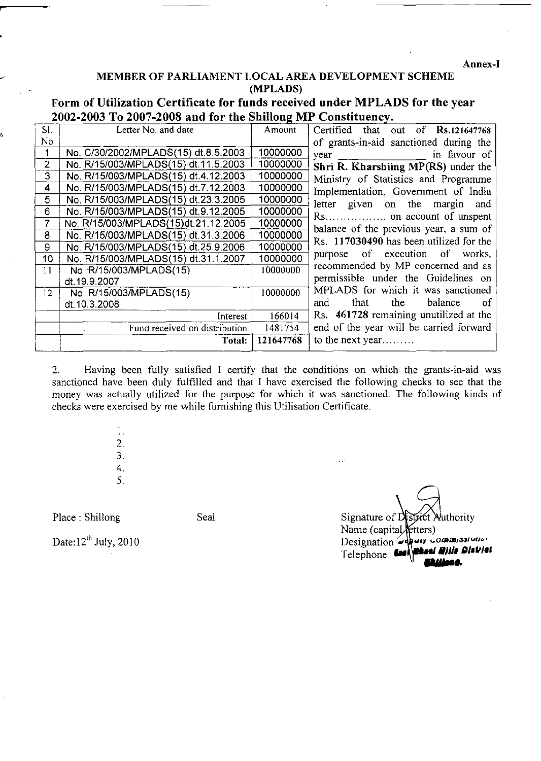Annex-I

# MEMBER OF PARLIAMENT LOCAL AREA DEVELOPMENT SCHEME (MPLADS)

## Form of Utilization Certificate for funds received under MPLADS for the year 2002-2003 To 2007-2008 and for the Shillong MP Constituency.

| Sl. No | Letter No. and date | Amount | |
|---|---|---|---|
| 1 | No. C/30/2002/MPLADS(15) dt.8.5.2003 | 10000000 | Certified that out of **Rs.121647768** of grants-in-aid sanctioned during the year ______________ in favour of **Shri R. Kharshiing MP(RS)** under the Ministry of Statistics and Programme Implementation, Government of India letter given on the margin and Rs................ on account of unspent balance of the previous year, a sum of Rs. **117030490** has been utilized for the purpose of execution of works, recommended by MP concerned and as permissible under the Guidelines on MPLADS for which it was sanctioned and that the balance of Rs. **461728** remaining unutilized at the end of the year will be carried forward to the next year......... |
| 2 | No. R/15/003/MPLADS(15) dt.11.5.2003 | 10000000 | |
| 3 | No. R/15/003/MPLADS(15) dt.4.12.2003 | 10000000 | |
| 4 | No. R/15/003/MPLADS(15) dt.7.12.2003 | 10000000 | |
| 5 | No. R/15/003/MPLADS(15) dt.23.3.2005 | 10000000 | |
| 6 | No. R/15/003/MPLADS(15) dt.9.12.2005 | 10000000 | |
| 7 | No. R/15/003/MPLADS(15)dt.21.12.2005 | 10000000 | |
| 8 | No. R/15/003/MPLADS(15) dt.31.3.2006 | 10000000 | |
| 9 | No. R/15/003/MPLADS(15) dt.25.9.2006 | 10000000 | |
| 10 | No. R/15/003/MPLADS(15) dt.31.1.2007 | 10000000 | |
| 11 | No. R/15/003/MPLADS(15) dt.19.9.2007 | 10000000 | |
| 12 | No. R/15/003/MPLADS(15) dt.10.3.2008 | 10000000 | |
| | Interest | 166014 | |
| | Fund received on distribution | 1481754 | |
| | **Total:** | **121647768** | |

2. Having been fully satisfied I certify that the conditions on which the grants-in-aid was sanctioned have been duly fulfilled and that I have exercised the following checks to see that the money was actually utilized for the purpose for which it was sanctioned. The following kinds of checks were exercised by me while furnishing this Utilisation Certificate.

1.
2.
3.
4.
5.

Place : Shillong

Seal

Date: 12th July, 2010

Signature of District Authority
Name (capital letters)
Designation Deputy Commissioner
Telephone East Khasi Hills District
Shillong.